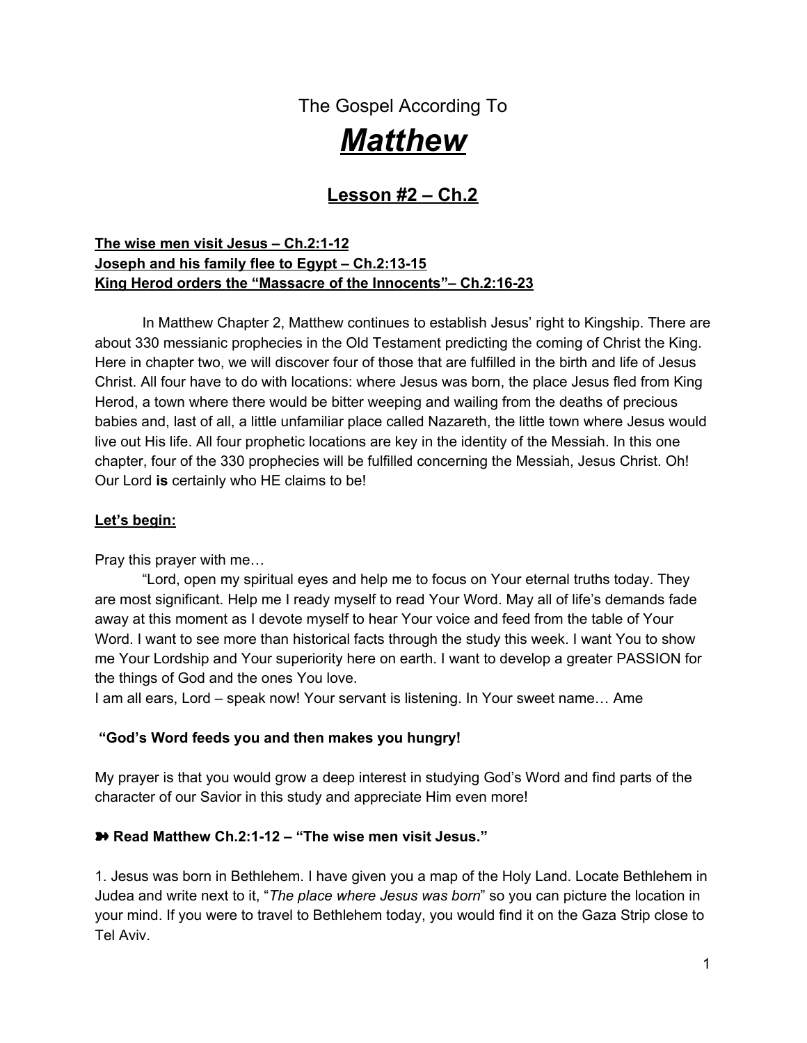# The Gospel According To

# ***Matthew***

## Lesson #2 – Ch.2

**The wise men visit Jesus – Ch.2:1-12**
**Joseph and his family flee to Egypt – Ch.2:13-15**
**King Herod orders the "Massacre of the Innocents"– Ch.2:16-23**

In Matthew Chapter 2, Matthew continues to establish Jesus' right to Kingship. There are about 330 messianic prophecies in the Old Testament predicting the coming of Christ the King. Here in chapter two, we will discover four of those that are fulfilled in the birth and life of Jesus Christ. All four have to do with locations: where Jesus was born, the place Jesus fled from King Herod, a town where there would be bitter weeping and wailing from the deaths of precious babies and, last of all, a little unfamiliar place called Nazareth, the little town where Jesus would live out His life. All four prophetic locations are key in the identity of the Messiah. In this one chapter, four of the 330 prophecies will be fulfilled concerning the Messiah, Jesus Christ. Oh! Our Lord **is** certainly who HE claims to be!

**Let's begin:**

Pray this prayer with me…

"Lord, open my spiritual eyes and help me to focus on Your eternal truths today. They are most significant. Help me I ready myself to read Your Word. May all of life's demands fade away at this moment as I devote myself to hear Your voice and feed from the table of Your Word. I want to see more than historical facts through the study this week. I want You to show me Your Lordship and Your superiority here on earth. I want to develop a greater PASSION for the things of God and the ones You love.
I am all ears, Lord – speak now! Your servant is listening. In Your sweet name… Ame

**"God's Word feeds you and then makes you hungry!**

My prayer is that you would grow a deep interest in studying God's Word and find parts of the character of our Savior in this study and appreciate Him even more!

**➽ Read Matthew Ch.2:1-12 – "The wise men visit Jesus."**

1. Jesus was born in Bethlehem. I have given you a map of the Holy Land. Locate Bethlehem in Judea and write next to it, "*The place where Jesus was born*" so you can picture the location in your mind. If you were to travel to Bethlehem today, you would find it on the Gaza Strip close to Tel Aviv.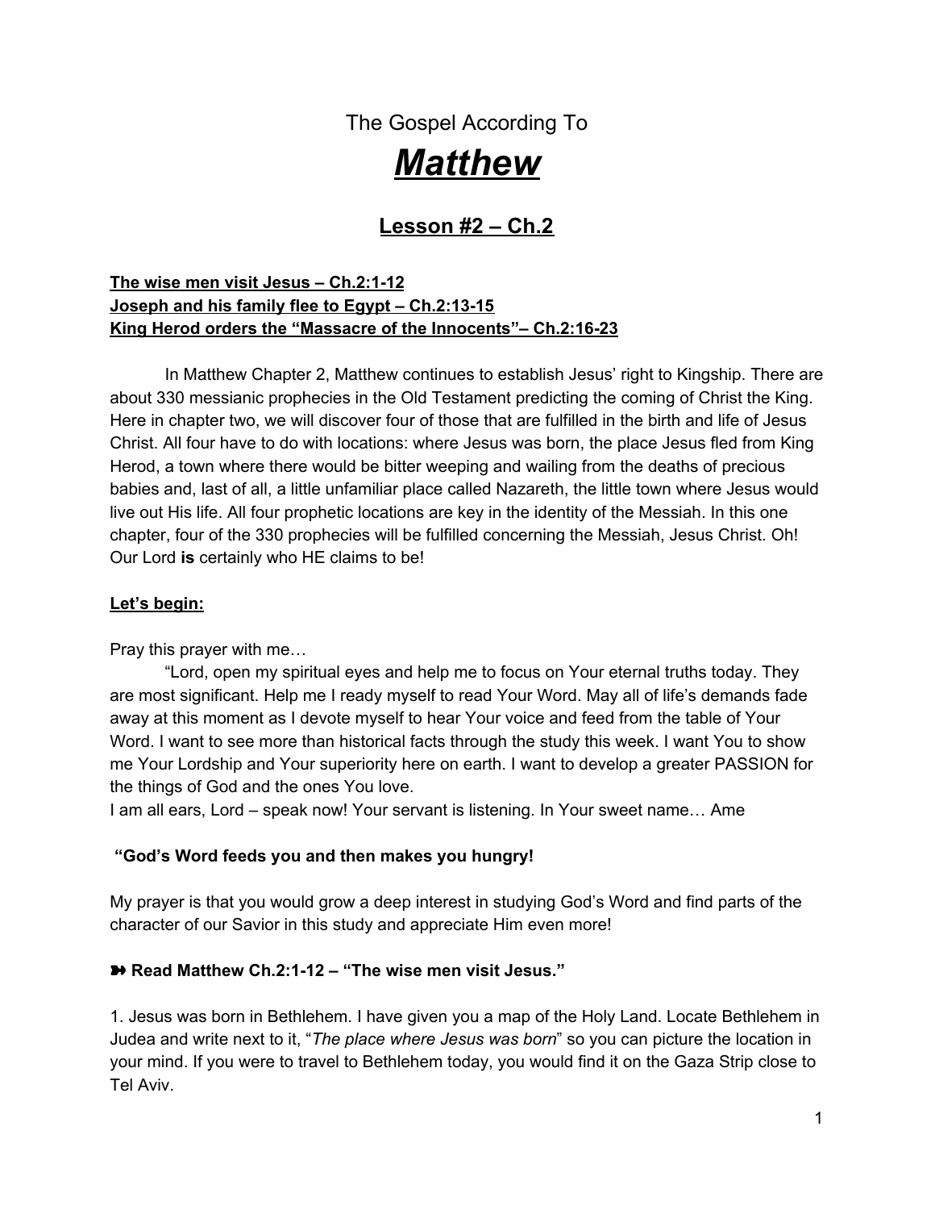The Gospel According To

# *Matthew*

## Lesson #2 – Ch.2

**The wise men visit Jesus – Ch.2:1-12**
**Joseph and his family flee to Egypt – Ch.2:13-15**
**King Herod orders the "Massacre of the Innocents"– Ch.2:16-23**

In Matthew Chapter 2, Matthew continues to establish Jesus' right to Kingship. There are about 330 messianic prophecies in the Old Testament predicting the coming of Christ the King. Here in chapter two, we will discover four of those that are fulfilled in the birth and life of Jesus Christ. All four have to do with locations: where Jesus was born, the place Jesus fled from King Herod, a town where there would be bitter weeping and wailing from the deaths of precious babies and, last of all, a little unfamiliar place called Nazareth, the little town where Jesus would live out His life. All four prophetic locations are key in the identity of the Messiah. In this one chapter, four of the 330 prophecies will be fulfilled concerning the Messiah, Jesus Christ. Oh! Our Lord **is** certainly who HE claims to be!

**Let's begin:**

Pray this prayer with me…

"Lord, open my spiritual eyes and help me to focus on Your eternal truths today. They are most significant. Help me I ready myself to read Your Word. May all of life's demands fade away at this moment as I devote myself to hear Your voice and feed from the table of Your Word. I want to see more than historical facts through the study this week. I want You to show me Your Lordship and Your superiority here on earth. I want to develop a greater PASSION for the things of God and the ones You love.
I am all ears, Lord – speak now! Your servant is listening. In Your sweet name… Ame

**"God's Word feeds you and then makes you hungry!**

My prayer is that you would grow a deep interest in studying God's Word and find parts of the character of our Savior in this study and appreciate Him even more!

**➽ Read Matthew Ch.2:1-12 – "The wise men visit Jesus."**

1. Jesus was born in Bethlehem. I have given you a map of the Holy Land. Locate Bethlehem in Judea and write next to it, "*The place where Jesus was born*" so you can picture the location in your mind. If you were to travel to Bethlehem today, you would find it on the Gaza Strip close to Tel Aviv.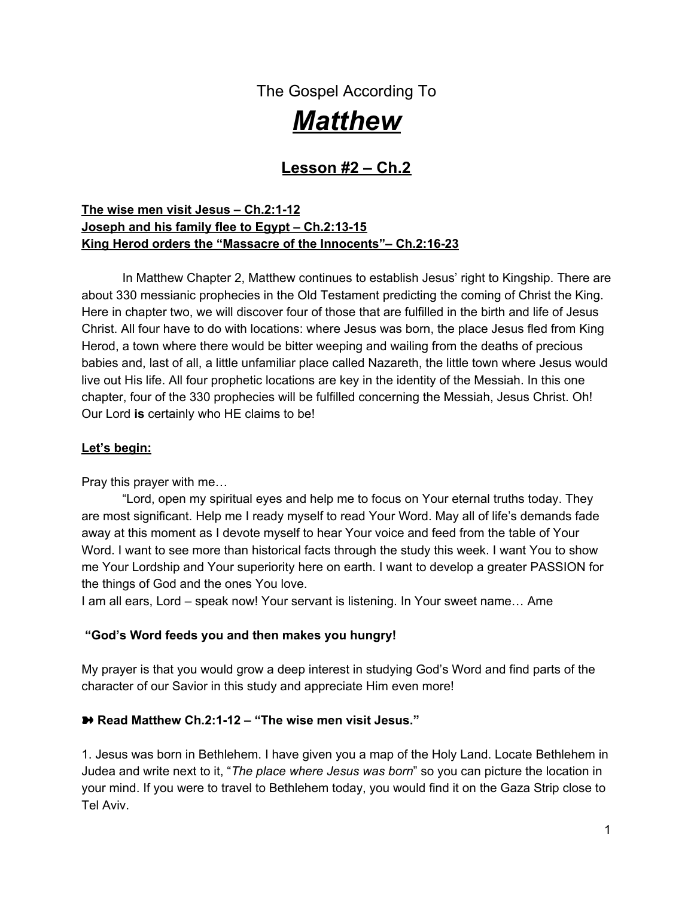The Gospel According To

# ***Matthew***

## Lesson #2 – Ch.2

**The wise men visit Jesus – Ch.2:1-12**
**Joseph and his family flee to Egypt – Ch.2:13-15**
**King Herod orders the "Massacre of the Innocents"– Ch.2:16-23**

In Matthew Chapter 2, Matthew continues to establish Jesus' right to Kingship. There are about 330 messianic prophecies in the Old Testament predicting the coming of Christ the King. Here in chapter two, we will discover four of those that are fulfilled in the birth and life of Jesus Christ. All four have to do with locations: where Jesus was born, the place Jesus fled from King Herod, a town where there would be bitter weeping and wailing from the deaths of precious babies and, last of all, a little unfamiliar place called Nazareth, the little town where Jesus would live out His life. All four prophetic locations are key in the identity of the Messiah. In this one chapter, four of the 330 prophecies will be fulfilled concerning the Messiah, Jesus Christ. Oh! Our Lord **is** certainly who HE claims to be!

**Let's begin:**

Pray this prayer with me…

"Lord, open my spiritual eyes and help me to focus on Your eternal truths today. They are most significant. Help me I ready myself to read Your Word. May all of life's demands fade away at this moment as I devote myself to hear Your voice and feed from the table of Your Word. I want to see more than historical facts through the study this week. I want You to show me Your Lordship and Your superiority here on earth. I want to develop a greater PASSION for the things of God and the ones You love.
I am all ears, Lord – speak now! Your servant is listening. In Your sweet name… Ame

**"God's Word feeds you and then makes you hungry!**

My prayer is that you would grow a deep interest in studying God's Word and find parts of the character of our Savior in this study and appreciate Him even more!

**➽ Read Matthew Ch.2:1-12 – "The wise men visit Jesus."**

1. Jesus was born in Bethlehem. I have given you a map of the Holy Land. Locate Bethlehem in Judea and write next to it, "*The place where Jesus was born*" so you can picture the location in your mind. If you were to travel to Bethlehem today, you would find it on the Gaza Strip close to Tel Aviv.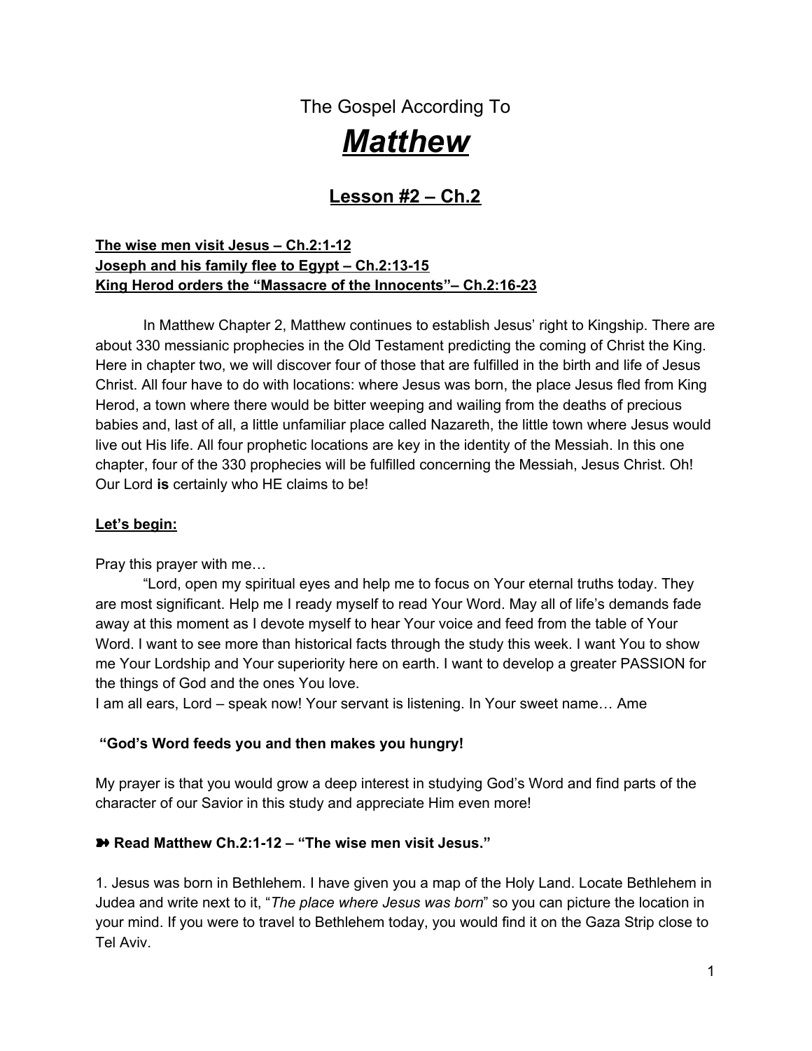# The Gospel According To

# ***Matthew***

## Lesson #2 – Ch.2

**The wise men visit Jesus – Ch.2:1-12**
**Joseph and his family flee to Egypt – Ch.2:13-15**
**King Herod orders the "Massacre of the Innocents"– Ch.2:16-23**

In Matthew Chapter 2, Matthew continues to establish Jesus' right to Kingship. There are about 330 messianic prophecies in the Old Testament predicting the coming of Christ the King. Here in chapter two, we will discover four of those that are fulfilled in the birth and life of Jesus Christ. All four have to do with locations: where Jesus was born, the place Jesus fled from King Herod, a town where there would be bitter weeping and wailing from the deaths of precious babies and, last of all, a little unfamiliar place called Nazareth, the little town where Jesus would live out His life. All four prophetic locations are key in the identity of the Messiah. In this one chapter, four of the 330 prophecies will be fulfilled concerning the Messiah, Jesus Christ. Oh! Our Lord **is** certainly who HE claims to be!

**Let's begin:**

Pray this prayer with me…

"Lord, open my spiritual eyes and help me to focus on Your eternal truths today. They are most significant. Help me I ready myself to read Your Word. May all of life's demands fade away at this moment as I devote myself to hear Your voice and feed from the table of Your Word. I want to see more than historical facts through the study this week. I want You to show me Your Lordship and Your superiority here on earth. I want to develop a greater PASSION for the things of God and the ones You love.
I am all ears, Lord – speak now! Your servant is listening. In Your sweet name… Ame

**"God's Word feeds you and then makes you hungry!**

My prayer is that you would grow a deep interest in studying God's Word and find parts of the character of our Savior in this study and appreciate Him even more!

**➽ Read Matthew Ch.2:1-12 – "The wise men visit Jesus."**

1. Jesus was born in Bethlehem. I have given you a map of the Holy Land. Locate Bethlehem in Judea and write next to it, "*The place where Jesus was born*" so you can picture the location in your mind. If you were to travel to Bethlehem today, you would find it on the Gaza Strip close to Tel Aviv.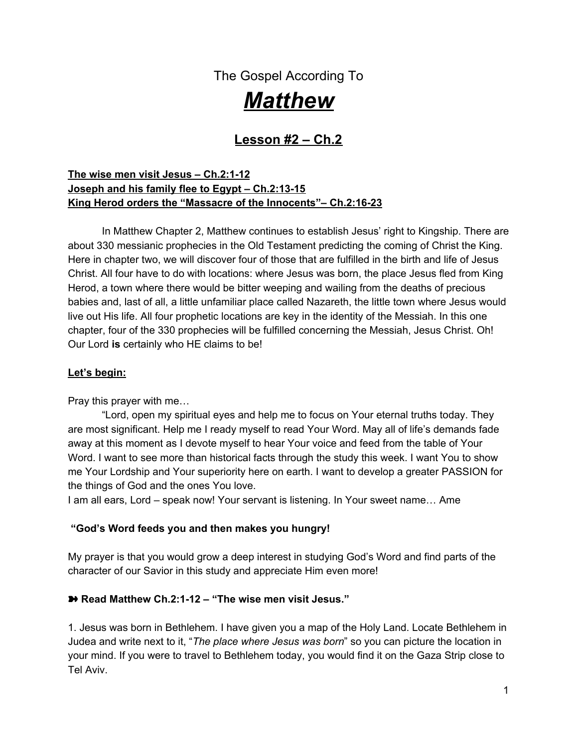The Gospel According To

# ***Matthew***

## Lesson #2 – Ch.2

**The wise men visit Jesus – Ch.2:1-12**
**Joseph and his family flee to Egypt – Ch.2:13-15**
**King Herod orders the "Massacre of the Innocents"– Ch.2:16-23**

In Matthew Chapter 2, Matthew continues to establish Jesus' right to Kingship. There are about 330 messianic prophecies in the Old Testament predicting the coming of Christ the King. Here in chapter two, we will discover four of those that are fulfilled in the birth and life of Jesus Christ. All four have to do with locations: where Jesus was born, the place Jesus fled from King Herod, a town where there would be bitter weeping and wailing from the deaths of precious babies and, last of all, a little unfamiliar place called Nazareth, the little town where Jesus would live out His life. All four prophetic locations are key in the identity of the Messiah. In this one chapter, four of the 330 prophecies will be fulfilled concerning the Messiah, Jesus Christ. Oh! Our Lord **is** certainly who HE claims to be!

**Let's begin:**

Pray this prayer with me…

"Lord, open my spiritual eyes and help me to focus on Your eternal truths today. They are most significant. Help me I ready myself to read Your Word. May all of life's demands fade away at this moment as I devote myself to hear Your voice and feed from the table of Your Word. I want to see more than historical facts through the study this week. I want You to show me Your Lordship and Your superiority here on earth. I want to develop a greater PASSION for the things of God and the ones You love.
I am all ears, Lord – speak now! Your servant is listening. In Your sweet name… Ame

**"God's Word feeds you and then makes you hungry!**

My prayer is that you would grow a deep interest in studying God's Word and find parts of the character of our Savior in this study and appreciate Him even more!

**➽ Read Matthew Ch.2:1-12 – "The wise men visit Jesus."**

1. Jesus was born in Bethlehem. I have given you a map of the Holy Land. Locate Bethlehem in Judea and write next to it, "*The place where Jesus was born*" so you can picture the location in your mind. If you were to travel to Bethlehem today, you would find it on the Gaza Strip close to Tel Aviv.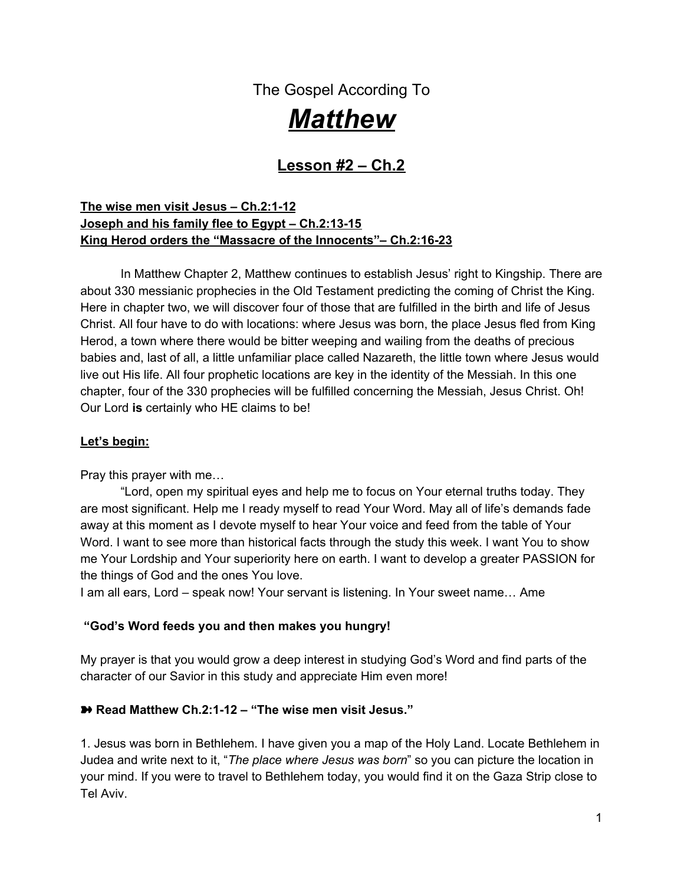The Gospel According To

# ***Matthew***

## Lesson #2 – Ch.2

**The wise men visit Jesus – Ch.2:1-12**
**Joseph and his family flee to Egypt – Ch.2:13-15**
**King Herod orders the "Massacre of the Innocents"– Ch.2:16-23**

In Matthew Chapter 2, Matthew continues to establish Jesus' right to Kingship. There are about 330 messianic prophecies in the Old Testament predicting the coming of Christ the King. Here in chapter two, we will discover four of those that are fulfilled in the birth and life of Jesus Christ. All four have to do with locations: where Jesus was born, the place Jesus fled from King Herod, a town where there would be bitter weeping and wailing from the deaths of precious babies and, last of all, a little unfamiliar place called Nazareth, the little town where Jesus would live out His life. All four prophetic locations are key in the identity of the Messiah. In this one chapter, four of the 330 prophecies will be fulfilled concerning the Messiah, Jesus Christ. Oh! Our Lord **is** certainly who HE claims to be!

**Let's begin:**

Pray this prayer with me…

"Lord, open my spiritual eyes and help me to focus on Your eternal truths today. They are most significant. Help me I ready myself to read Your Word. May all of life's demands fade away at this moment as I devote myself to hear Your voice and feed from the table of Your Word. I want to see more than historical facts through the study this week. I want You to show me Your Lordship and Your superiority here on earth. I want to develop a greater PASSION for the things of God and the ones You love.
I am all ears, Lord – speak now! Your servant is listening. In Your sweet name… Ame

**"God's Word feeds you and then makes you hungry!**

My prayer is that you would grow a deep interest in studying God's Word and find parts of the character of our Savior in this study and appreciate Him even more!

**➽ Read Matthew Ch.2:1-12 – "The wise men visit Jesus."**

1. Jesus was born in Bethlehem. I have given you a map of the Holy Land. Locate Bethlehem in Judea and write next to it, "*The place where Jesus was born*" so you can picture the location in your mind. If you were to travel to Bethlehem today, you would find it on the Gaza Strip close to Tel Aviv.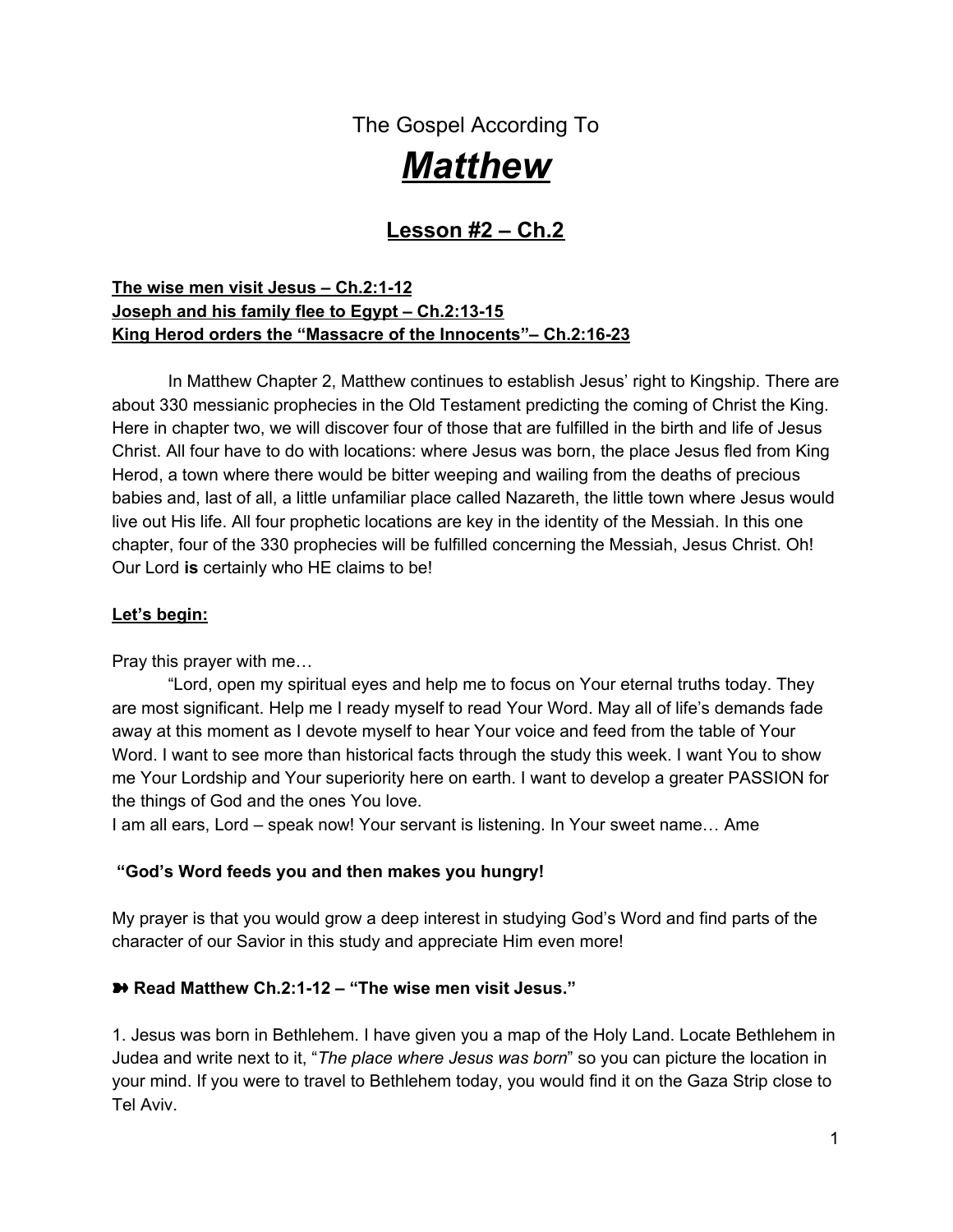# The Gospel According To

# ***Matthew***

## Lesson #2 – Ch.2

**The wise men visit Jesus – Ch.2:1-12**
**Joseph and his family flee to Egypt – Ch.2:13-15**
**King Herod orders the "Massacre of the Innocents"– Ch.2:16-23**

In Matthew Chapter 2, Matthew continues to establish Jesus' right to Kingship. There are about 330 messianic prophecies in the Old Testament predicting the coming of Christ the King. Here in chapter two, we will discover four of those that are fulfilled in the birth and life of Jesus Christ. All four have to do with locations: where Jesus was born, the place Jesus fled from King Herod, a town where there would be bitter weeping and wailing from the deaths of precious babies and, last of all, a little unfamiliar place called Nazareth, the little town where Jesus would live out His life. All four prophetic locations are key in the identity of the Messiah. In this one chapter, four of the 330 prophecies will be fulfilled concerning the Messiah, Jesus Christ. Oh! Our Lord **is** certainly who HE claims to be!

**Let's begin:**

Pray this prayer with me…

"Lord, open my spiritual eyes and help me to focus on Your eternal truths today. They are most significant. Help me I ready myself to read Your Word. May all of life's demands fade away at this moment as I devote myself to hear Your voice and feed from the table of Your Word. I want to see more than historical facts through the study this week. I want You to show me Your Lordship and Your superiority here on earth. I want to develop a greater PASSION for the things of God and the ones You love.
I am all ears, Lord – speak now! Your servant is listening. In Your sweet name… Ame

**"God's Word feeds you and then makes you hungry!**

My prayer is that you would grow a deep interest in studying God's Word and find parts of the character of our Savior in this study and appreciate Him even more!

**➽ Read Matthew Ch.2:1-12 – "The wise men visit Jesus."**

1. Jesus was born in Bethlehem. I have given you a map of the Holy Land. Locate Bethlehem in Judea and write next to it, "*The place where Jesus was born*" so you can picture the location in your mind. If you were to travel to Bethlehem today, you would find it on the Gaza Strip close to Tel Aviv.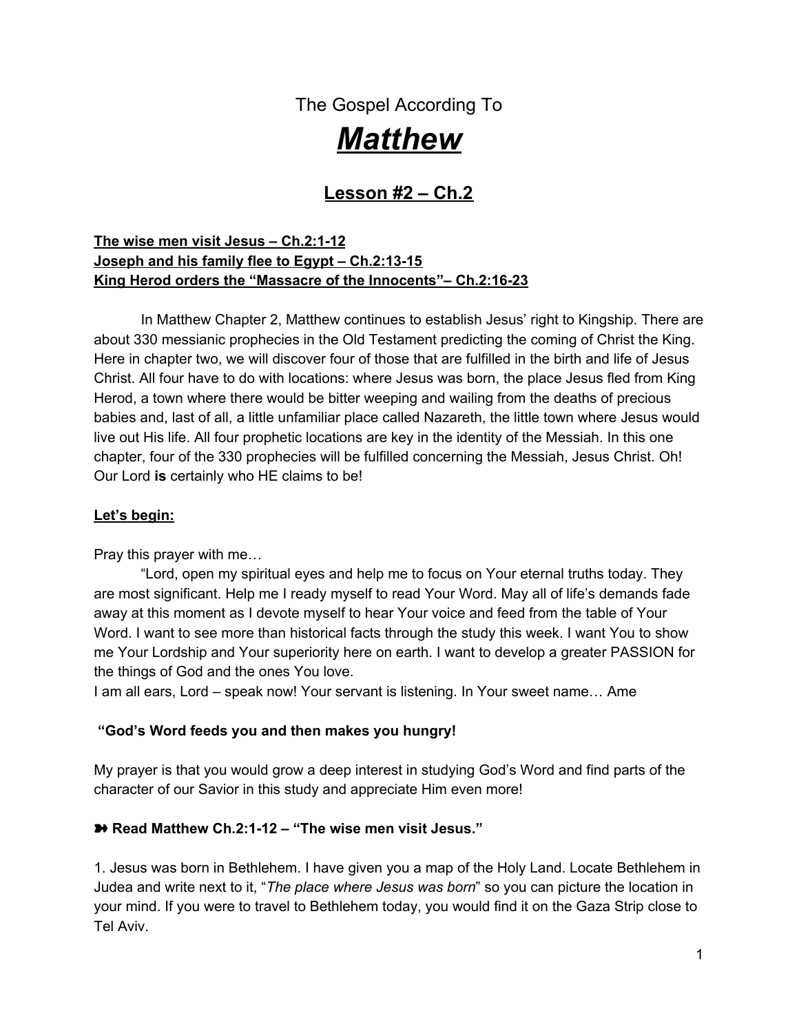The Gospel According To

# ***Matthew***

## Lesson #2 – Ch.2

**The wise men visit Jesus – Ch.2:1-12**
**Joseph and his family flee to Egypt – Ch.2:13-15**
**King Herod orders the "Massacre of the Innocents"– Ch.2:16-23**

In Matthew Chapter 2, Matthew continues to establish Jesus' right to Kingship. There are about 330 messianic prophecies in the Old Testament predicting the coming of Christ the King. Here in chapter two, we will discover four of those that are fulfilled in the birth and life of Jesus Christ. All four have to do with locations: where Jesus was born, the place Jesus fled from King Herod, a town where there would be bitter weeping and wailing from the deaths of precious babies and, last of all, a little unfamiliar place called Nazareth, the little town where Jesus would live out His life. All four prophetic locations are key in the identity of the Messiah. In this one chapter, four of the 330 prophecies will be fulfilled concerning the Messiah, Jesus Christ. Oh! Our Lord **is** certainly who HE claims to be!

**Let's begin:**

Pray this prayer with me…

"Lord, open my spiritual eyes and help me to focus on Your eternal truths today. They are most significant. Help me I ready myself to read Your Word. May all of life's demands fade away at this moment as I devote myself to hear Your voice and feed from the table of Your Word. I want to see more than historical facts through the study this week. I want You to show me Your Lordship and Your superiority here on earth. I want to develop a greater PASSION for the things of God and the ones You love.
I am all ears, Lord – speak now! Your servant is listening. In Your sweet name… Ame

**"God's Word feeds you and then makes you hungry!**

My prayer is that you would grow a deep interest in studying God's Word and find parts of the character of our Savior in this study and appreciate Him even more!

**➽ Read Matthew Ch.2:1-12 – "The wise men visit Jesus."**

1. Jesus was born in Bethlehem. I have given you a map of the Holy Land. Locate Bethlehem in Judea and write next to it, "*The place where Jesus was born*" so you can picture the location in your mind. If you were to travel to Bethlehem today, you would find it on the Gaza Strip close to Tel Aviv.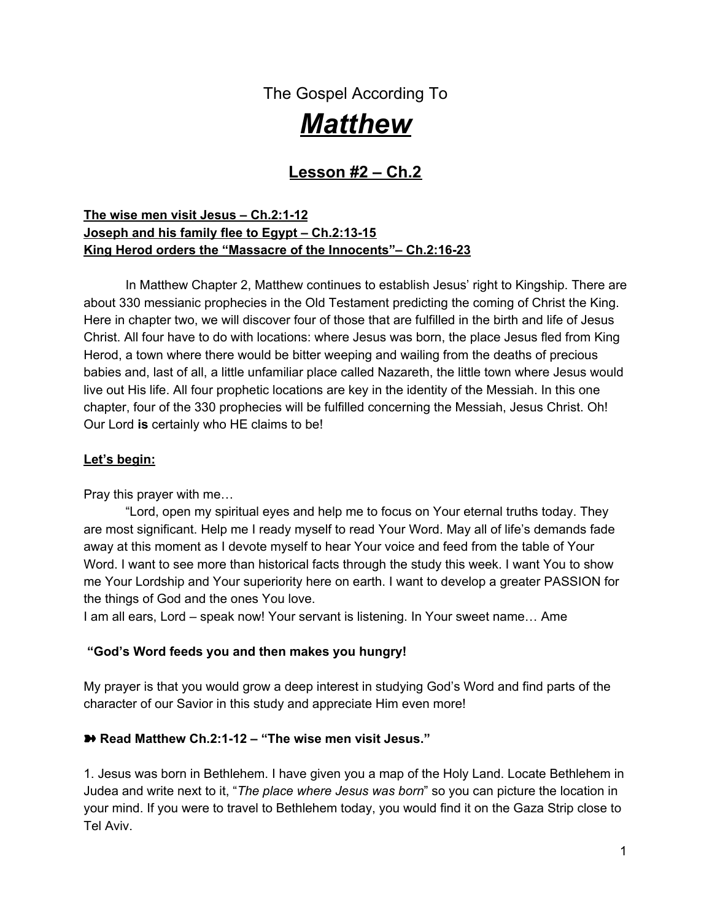The Gospel According To

# ***Matthew***

## Lesson #2 – Ch.2

**The wise men visit Jesus – Ch.2:1-12**
**Joseph and his family flee to Egypt – Ch.2:13-15**
**King Herod orders the "Massacre of the Innocents"– Ch.2:16-23**

In Matthew Chapter 2, Matthew continues to establish Jesus' right to Kingship. There are about 330 messianic prophecies in the Old Testament predicting the coming of Christ the King. Here in chapter two, we will discover four of those that are fulfilled in the birth and life of Jesus Christ. All four have to do with locations: where Jesus was born, the place Jesus fled from King Herod, a town where there would be bitter weeping and wailing from the deaths of precious babies and, last of all, a little unfamiliar place called Nazareth, the little town where Jesus would live out His life. All four prophetic locations are key in the identity of the Messiah. In this one chapter, four of the 330 prophecies will be fulfilled concerning the Messiah, Jesus Christ. Oh! Our Lord **is** certainly who HE claims to be!

**Let's begin:**

Pray this prayer with me…

"Lord, open my spiritual eyes and help me to focus on Your eternal truths today. They are most significant. Help me I ready myself to read Your Word. May all of life's demands fade away at this moment as I devote myself to hear Your voice and feed from the table of Your Word. I want to see more than historical facts through the study this week. I want You to show me Your Lordship and Your superiority here on earth. I want to develop a greater PASSION for the things of God and the ones You love.
I am all ears, Lord – speak now! Your servant is listening. In Your sweet name… Ame

**"God's Word feeds you and then makes you hungry!**

My prayer is that you would grow a deep interest in studying God's Word and find parts of the character of our Savior in this study and appreciate Him even more!

**➽ Read Matthew Ch.2:1-12 – "The wise men visit Jesus."**

1. Jesus was born in Bethlehem. I have given you a map of the Holy Land. Locate Bethlehem in Judea and write next to it, "*The place where Jesus was born*" so you can picture the location in your mind. If you were to travel to Bethlehem today, you would find it on the Gaza Strip close to Tel Aviv.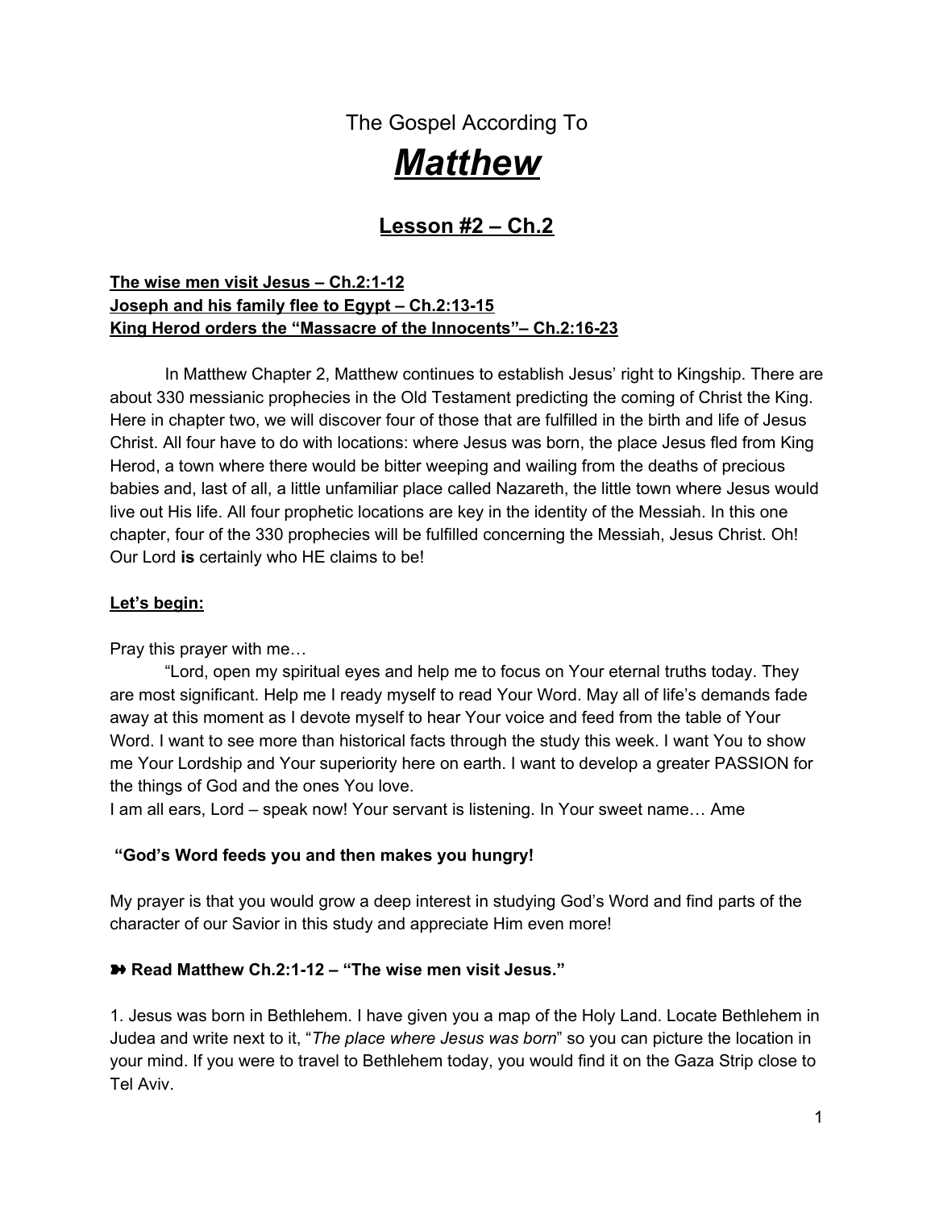The Gospel According To

# *Matthew*

## Lesson #2 – Ch.2

**The wise men visit Jesus – Ch.2:1-12**
**Joseph and his family flee to Egypt – Ch.2:13-15**
**King Herod orders the "Massacre of the Innocents"– Ch.2:16-23**

In Matthew Chapter 2, Matthew continues to establish Jesus' right to Kingship. There are about 330 messianic prophecies in the Old Testament predicting the coming of Christ the King. Here in chapter two, we will discover four of those that are fulfilled in the birth and life of Jesus Christ. All four have to do with locations: where Jesus was born, the place Jesus fled from King Herod, a town where there would be bitter weeping and wailing from the deaths of precious babies and, last of all, a little unfamiliar place called Nazareth, the little town where Jesus would live out His life. All four prophetic locations are key in the identity of the Messiah. In this one chapter, four of the 330 prophecies will be fulfilled concerning the Messiah, Jesus Christ. Oh! Our Lord **is** certainly who HE claims to be!

**Let's begin:**

Pray this prayer with me…

"Lord, open my spiritual eyes and help me to focus on Your eternal truths today. They are most significant. Help me I ready myself to read Your Word. May all of life's demands fade away at this moment as I devote myself to hear Your voice and feed from the table of Your Word. I want to see more than historical facts through the study this week. I want You to show me Your Lordship and Your superiority here on earth. I want to develop a greater PASSION for the things of God and the ones You love.
I am all ears, Lord – speak now! Your servant is listening. In Your sweet name… Ame

**"God's Word feeds you and then makes you hungry!**

My prayer is that you would grow a deep interest in studying God's Word and find parts of the character of our Savior in this study and appreciate Him even more!

**➽ Read Matthew Ch.2:1-12 – "The wise men visit Jesus."**

1. Jesus was born in Bethlehem. I have given you a map of the Holy Land. Locate Bethlehem in Judea and write next to it, "*The place where Jesus was born*" so you can picture the location in your mind. If you were to travel to Bethlehem today, you would find it on the Gaza Strip close to Tel Aviv.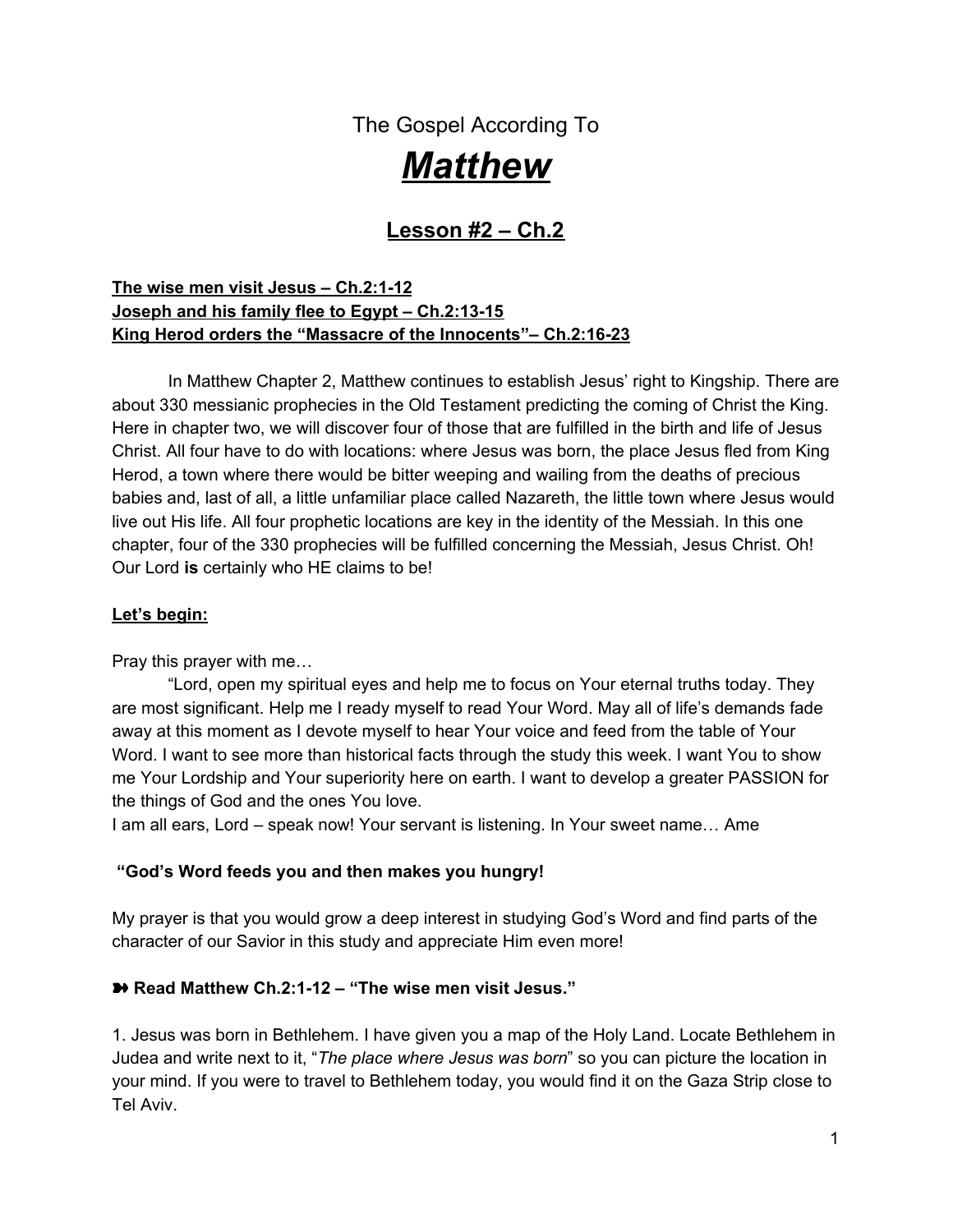# The Gospel According To

# ***Matthew***

## Lesson #2 – Ch.2

**The wise men visit Jesus – Ch.2:1-12**
**Joseph and his family flee to Egypt – Ch.2:13-15**
**King Herod orders the "Massacre of the Innocents"– Ch.2:16-23**

In Matthew Chapter 2, Matthew continues to establish Jesus' right to Kingship. There are about 330 messianic prophecies in the Old Testament predicting the coming of Christ the King. Here in chapter two, we will discover four of those that are fulfilled in the birth and life of Jesus Christ. All four have to do with locations: where Jesus was born, the place Jesus fled from King Herod, a town where there would be bitter weeping and wailing from the deaths of precious babies and, last of all, a little unfamiliar place called Nazareth, the little town where Jesus would live out His life. All four prophetic locations are key in the identity of the Messiah. In this one chapter, four of the 330 prophecies will be fulfilled concerning the Messiah, Jesus Christ. Oh! Our Lord **is** certainly who HE claims to be!

**Let's begin:**

Pray this prayer with me…

"Lord, open my spiritual eyes and help me to focus on Your eternal truths today. They are most significant. Help me I ready myself to read Your Word. May all of life's demands fade away at this moment as I devote myself to hear Your voice and feed from the table of Your Word. I want to see more than historical facts through the study this week. I want You to show me Your Lordship and Your superiority here on earth. I want to develop a greater PASSION for the things of God and the ones You love.
I am all ears, Lord – speak now! Your servant is listening. In Your sweet name… Ame

**"God's Word feeds you and then makes you hungry!**

My prayer is that you would grow a deep interest in studying God's Word and find parts of the character of our Savior in this study and appreciate Him even more!

**➽ Read Matthew Ch.2:1-12 – "The wise men visit Jesus."**

1. Jesus was born in Bethlehem. I have given you a map of the Holy Land. Locate Bethlehem in Judea and write next to it, "*The place where Jesus was born*" so you can picture the location in your mind. If you were to travel to Bethlehem today, you would find it on the Gaza Strip close to Tel Aviv.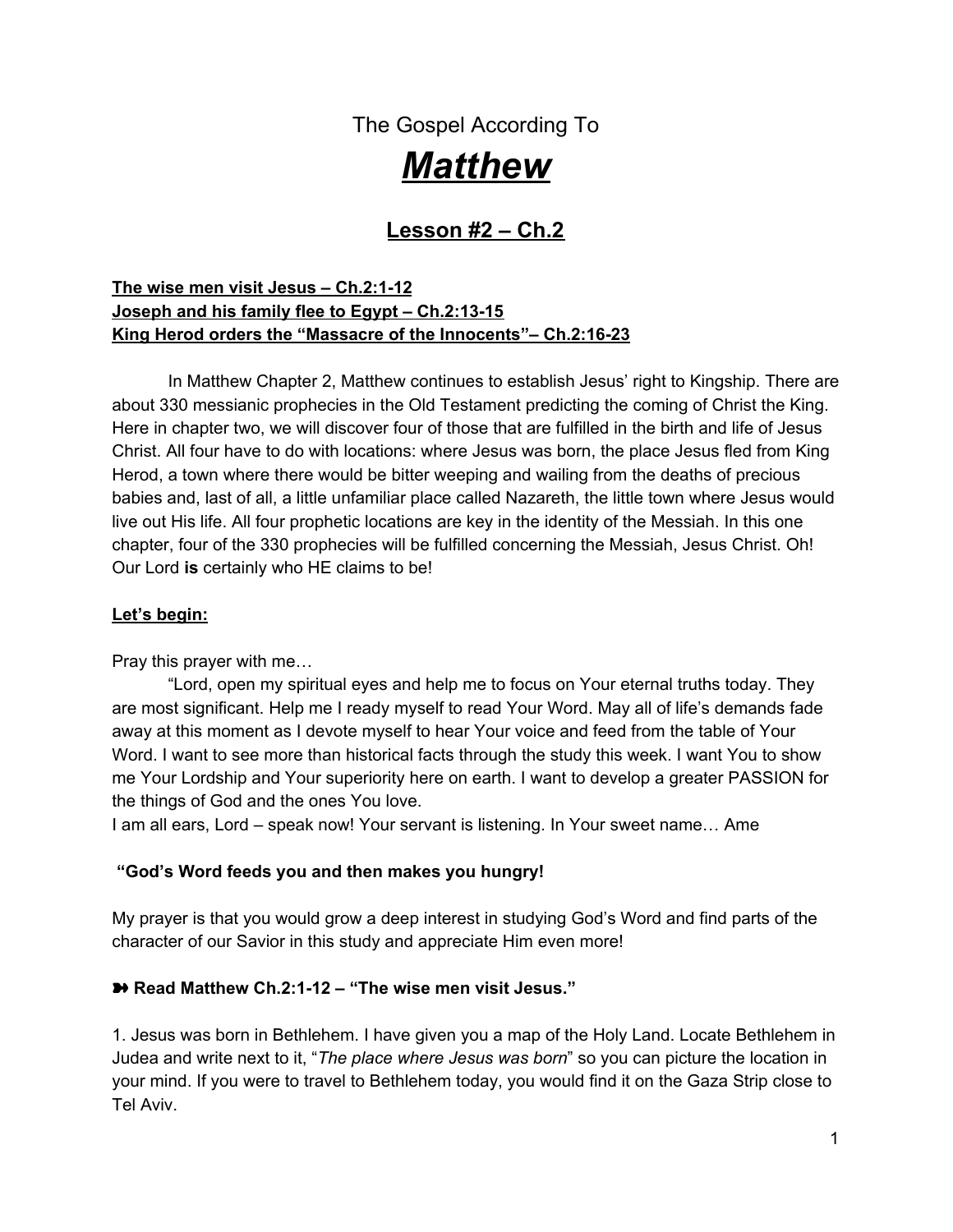The Gospel According To

# ***Matthew***

## Lesson #2 – Ch.2

**The wise men visit Jesus – Ch.2:1-12**
**Joseph and his family flee to Egypt – Ch.2:13-15**
**King Herod orders the "Massacre of the Innocents"– Ch.2:16-23**

In Matthew Chapter 2, Matthew continues to establish Jesus' right to Kingship. There are about 330 messianic prophecies in the Old Testament predicting the coming of Christ the King. Here in chapter two, we will discover four of those that are fulfilled in the birth and life of Jesus Christ. All four have to do with locations: where Jesus was born, the place Jesus fled from King Herod, a town where there would be bitter weeping and wailing from the deaths of precious babies and, last of all, a little unfamiliar place called Nazareth, the little town where Jesus would live out His life. All four prophetic locations are key in the identity of the Messiah. In this one chapter, four of the 330 prophecies will be fulfilled concerning the Messiah, Jesus Christ. Oh! Our Lord **is** certainly who HE claims to be!

**Let's begin:**

Pray this prayer with me…

"Lord, open my spiritual eyes and help me to focus on Your eternal truths today. They are most significant. Help me I ready myself to read Your Word. May all of life's demands fade away at this moment as I devote myself to hear Your voice and feed from the table of Your Word. I want to see more than historical facts through the study this week. I want You to show me Your Lordship and Your superiority here on earth. I want to develop a greater PASSION for the things of God and the ones You love.
I am all ears, Lord – speak now! Your servant is listening. In Your sweet name… Ame

**"God's Word feeds you and then makes you hungry!**

My prayer is that you would grow a deep interest in studying God's Word and find parts of the character of our Savior in this study and appreciate Him even more!

**➽ Read Matthew Ch.2:1-12 – "The wise men visit Jesus."**

1. Jesus was born in Bethlehem. I have given you a map of the Holy Land. Locate Bethlehem in Judea and write next to it, "*The place where Jesus was born*" so you can picture the location in your mind. If you were to travel to Bethlehem today, you would find it on the Gaza Strip close to Tel Aviv.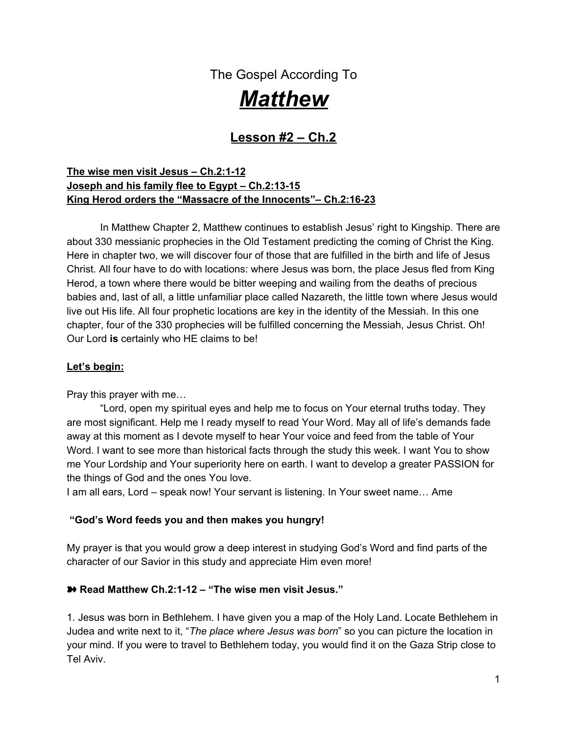The Gospel According To

# *Matthew*

## Lesson #2 – Ch.2

**The wise men visit Jesus – Ch.2:1-12**
**Joseph and his family flee to Egypt – Ch.2:13-15**
**King Herod orders the "Massacre of the Innocents"– Ch.2:16-23**

In Matthew Chapter 2, Matthew continues to establish Jesus' right to Kingship. There are about 330 messianic prophecies in the Old Testament predicting the coming of Christ the King. Here in chapter two, we will discover four of those that are fulfilled in the birth and life of Jesus Christ. All four have to do with locations: where Jesus was born, the place Jesus fled from King Herod, a town where there would be bitter weeping and wailing from the deaths of precious babies and, last of all, a little unfamiliar place called Nazareth, the little town where Jesus would live out His life. All four prophetic locations are key in the identity of the Messiah. In this one chapter, four of the 330 prophecies will be fulfilled concerning the Messiah, Jesus Christ. Oh! Our Lord **is** certainly who HE claims to be!

**Let's begin:**

Pray this prayer with me…

"Lord, open my spiritual eyes and help me to focus on Your eternal truths today. They are most significant. Help me I ready myself to read Your Word. May all of life's demands fade away at this moment as I devote myself to hear Your voice and feed from the table of Your Word. I want to see more than historical facts through the study this week. I want You to show me Your Lordship and Your superiority here on earth. I want to develop a greater PASSION for the things of God and the ones You love.
I am all ears, Lord – speak now! Your servant is listening. In Your sweet name… Ame

**"God's Word feeds you and then makes you hungry!**

My prayer is that you would grow a deep interest in studying God's Word and find parts of the character of our Savior in this study and appreciate Him even more!

**➽ Read Matthew Ch.2:1-12 – "The wise men visit Jesus."**

1. Jesus was born in Bethlehem. I have given you a map of the Holy Land. Locate Bethlehem in Judea and write next to it, "*The place where Jesus was born*" so you can picture the location in your mind. If you were to travel to Bethlehem today, you would find it on the Gaza Strip close to Tel Aviv.